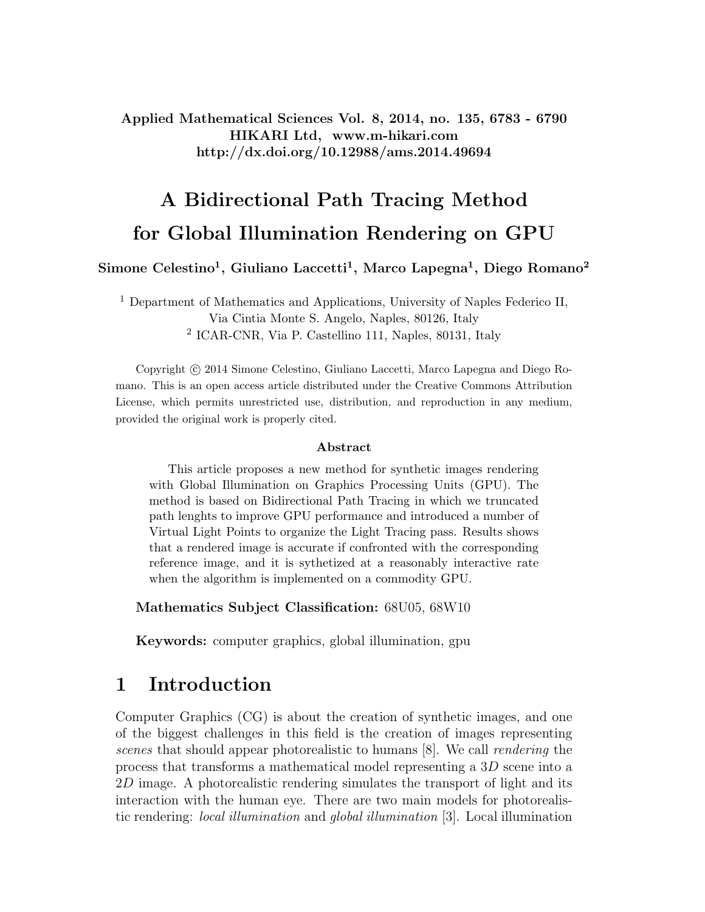Applied Mathematical Sciences Vol. 8, 2014, no. 135, 6783 - 6790
HIKARI Ltd, www.m-hikari.com
http://dx.doi.org/10.12988/ams.2014.49694

# A Bidirectional Path Tracing Method for Global Illumination Rendering on GPU

**Simone Celestino[1], Giuliano Laccetti[1], Marco Lapegna[1], Diego Romano[2]**

[1] Department of Mathematics and Applications, University of Naples Federico II, Via Cintia Monte S. Angelo, Naples, 80126, Italy
[2] ICAR-CNR, Via P. Castellino 111, Naples, 80131, Italy

Copyright © 2014 Simone Celestino, Giuliano Laccetti, Marco Lapegna and Diego Romano. This is an open access article distributed under the Creative Commons Attribution License, which permits unrestricted use, distribution, and reproduction in any medium, provided the original work is properly cited.

### Abstract

This article proposes a new method for synthetic images rendering with Global Illumination on Graphics Processing Units (GPU). The method is based on Bidirectional Path Tracing in which we truncated path lenghts to improve GPU performance and introduced a number of Virtual Light Points to organize the Light Tracing pass. Results shows that a rendered image is accurate if confronted with the corresponding reference image, and it is sythetized at a reasonably interactive rate when the algorithm is implemented on a commodity GPU.

**Mathematics Subject Classification:** 68U05, 68W10

**Keywords:** computer graphics, global illumination, gpu

## 1 Introduction

Computer Graphics (CG) is about the creation of synthetic images, and one of the biggest challenges in this field is the creation of images representing *scenes* that should appear photorealistic to humans [8]. We call *rendering* the process that transforms a mathematical model representing a 3$D$ scene into a 2$D$ image. A photorealistic rendering simulates the transport of light and its interaction with the human eye. There are two main models for photorealistic rendering: *local illumination* and *global illumination* [3]. Local illumination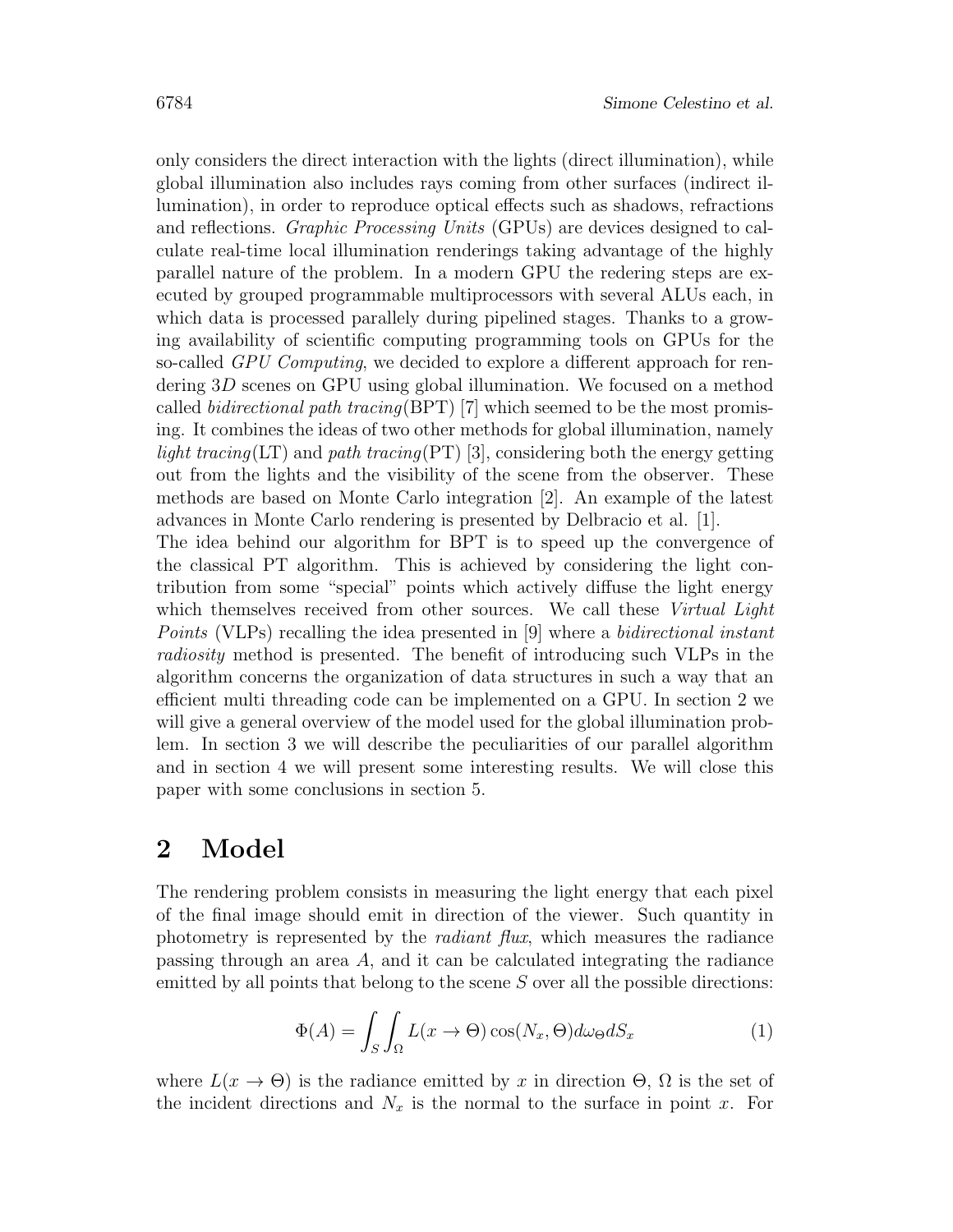only considers the direct interaction with the lights (direct illumination), while global illumination also includes rays coming from other surfaces (indirect illumination), in order to reproduce optical effects such as shadows, refractions and reflections. *Graphic Processing Units* (GPUs) are devices designed to calculate real-time local illumination renderings taking advantage of the highly parallel nature of the problem. In a modern GPU the redering steps are executed by grouped programmable multiprocessors with several ALUs each, in which data is processed parallely during pipelined stages. Thanks to a growing availability of scientific computing programming tools on GPUs for the so-called *GPU Computing*, we decided to explore a different approach for rendering $3D$ scenes on GPU using global illumination. We focused on a method called *bidirectional path tracing*(BPT) [7] which seemed to be the most promising. It combines the ideas of two other methods for global illumination, namely *light tracing*(LT) and *path tracing*(PT) [3], considering both the energy getting out from the lights and the visibility of the scene from the observer. These methods are based on Monte Carlo integration [2]. An example of the latest advances in Monte Carlo rendering is presented by Delbracio et al. [1].

The idea behind our algorithm for BPT is to speed up the convergence of the classical PT algorithm. This is achieved by considering the light contribution from some "special" points which actively diffuse the light energy which themselves received from other sources. We call these *Virtual Light Points* (VLPs) recalling the idea presented in [9] where a *bidirectional instant radiosity* method is presented. The benefit of introducing such VLPs in the algorithm concerns the organization of data structures in such a way that an efficient multi threading code can be implemented on a GPU. In section 2 we will give a general overview of the model used for the global illumination problem. In section 3 we will describe the peculiarities of our parallel algorithm and in section 4 we will present some interesting results. We will close this paper with some conclusions in section 5.

## 2 Model

The rendering problem consists in measuring the light energy that each pixel of the final image should emit in direction of the viewer. Such quantity in photometry is represented by the *radiant flux*, which measures the radiance passing through an area $A$, and it can be calculated integrating the radiance emitted by all points that belong to the scene $S$ over all the possible directions:

$$\Phi(A) = \int_S \int_\Omega L(x \to \Theta) \cos(N_x, \Theta) d\omega_\Theta dS_x \tag{1}$$

where $L(x \to \Theta)$ is the radiance emitted by $x$ in direction $\Theta$, $\Omega$ is the set of the incident directions and $N_x$ is the normal to the surface in point $x$. For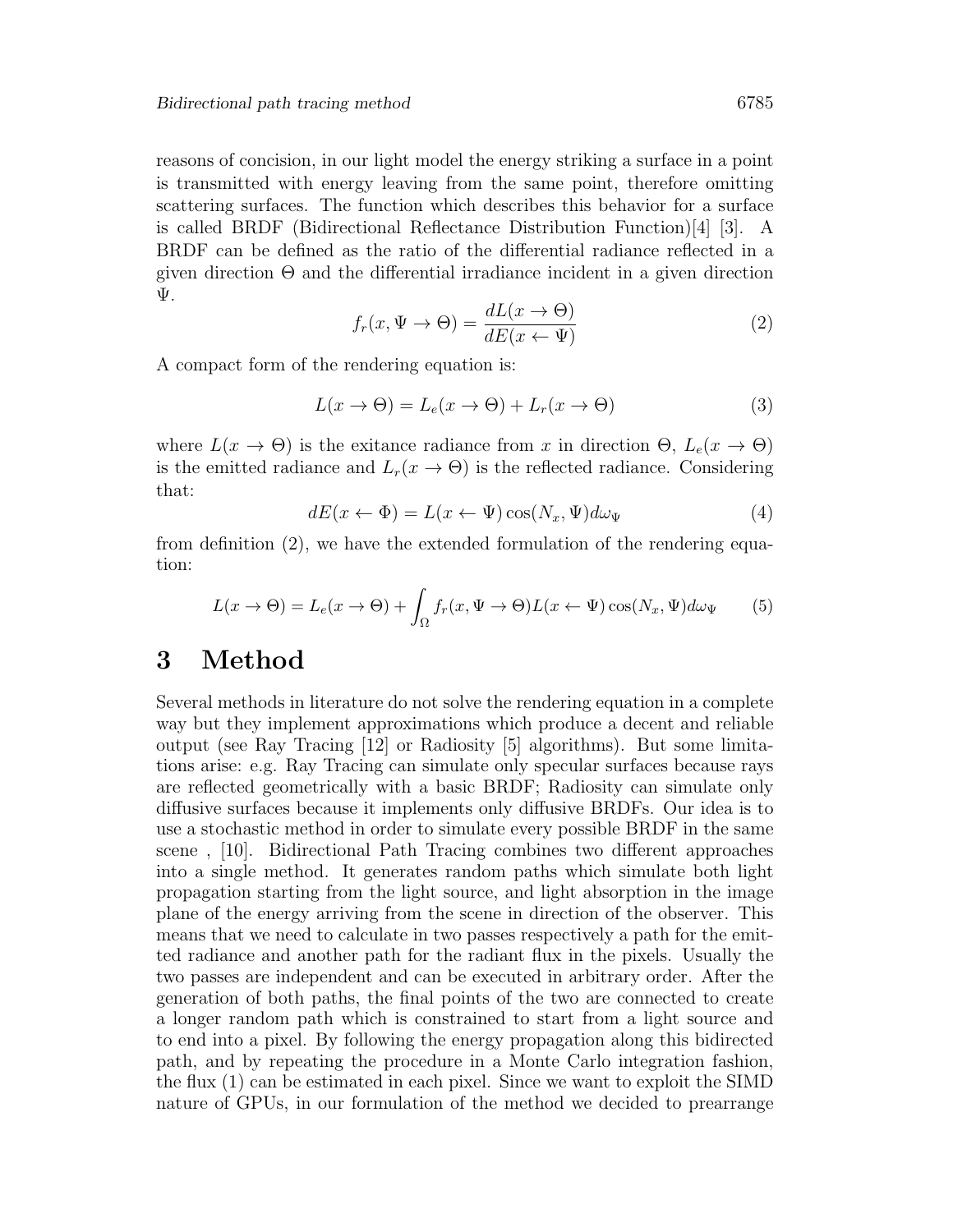reasons of concision, in our light model the energy striking a surface in a point is transmitted with energy leaving from the same point, therefore omitting scattering surfaces. The function which describes this behavior for a surface is called BRDF (Bidirectional Reflectance Distribution Function)[4] [3]. A BRDF can be defined as the ratio of the differential radiance reflected in a given direction $\Theta$ and the differential irradiance incident in a given direction $\Psi$.

$$f_r(x, \Psi \to \Theta) = \frac{dL(x \to \Theta)}{dE(x \leftarrow \Psi)} \tag{2}$$

A compact form of the rendering equation is:

$$L(x \to \Theta) = L_e(x \to \Theta) + L_r(x \to \Theta) \tag{3}$$

where $L(x \to \Theta)$ is the exitance radiance from $x$ in direction $\Theta$, $L_e(x \to \Theta)$ is the emitted radiance and $L_r(x \to \Theta)$ is the reflected radiance. Considering that:

$$dE(x \leftarrow \Phi) = L(x \leftarrow \Psi) \cos(N_x, \Psi) d\omega_\Psi \tag{4}$$

from definition (2), we have the extended formulation of the rendering equation:

$$L(x \to \Theta) = L_e(x \to \Theta) + \int_\Omega f_r(x, \Psi \to \Theta) L(x \leftarrow \Psi) \cos(N_x, \Psi) d\omega_\Psi \tag{5}$$

# 3 Method

Several methods in literature do not solve the rendering equation in a complete way but they implement approximations which produce a decent and reliable output (see Ray Tracing [12] or Radiosity [5] algorithms). But some limitations arise: e.g. Ray Tracing can simulate only specular surfaces because rays are reflected geometrically with a basic BRDF; Radiosity can simulate only diffusive surfaces because it implements only diffusive BRDFs. Our idea is to use a stochastic method in order to simulate every possible BRDF in the same scene , [10]. Bidirectional Path Tracing combines two different approaches into a single method. It generates random paths which simulate both light propagation starting from the light source, and light absorption in the image plane of the energy arriving from the scene in direction of the observer. This means that we need to calculate in two passes respectively a path for the emitted radiance and another path for the radiant flux in the pixels. Usually the two passes are independent and can be executed in arbitrary order. After the generation of both paths, the final points of the two are connected to create a longer random path which is constrained to start from a light source and to end into a pixel. By following the energy propagation along this bidirected path, and by repeating the procedure in a Monte Carlo integration fashion, the flux (1) can be estimated in each pixel. Since we want to exploit the SIMD nature of GPUs, in our formulation of the method we decided to prearrange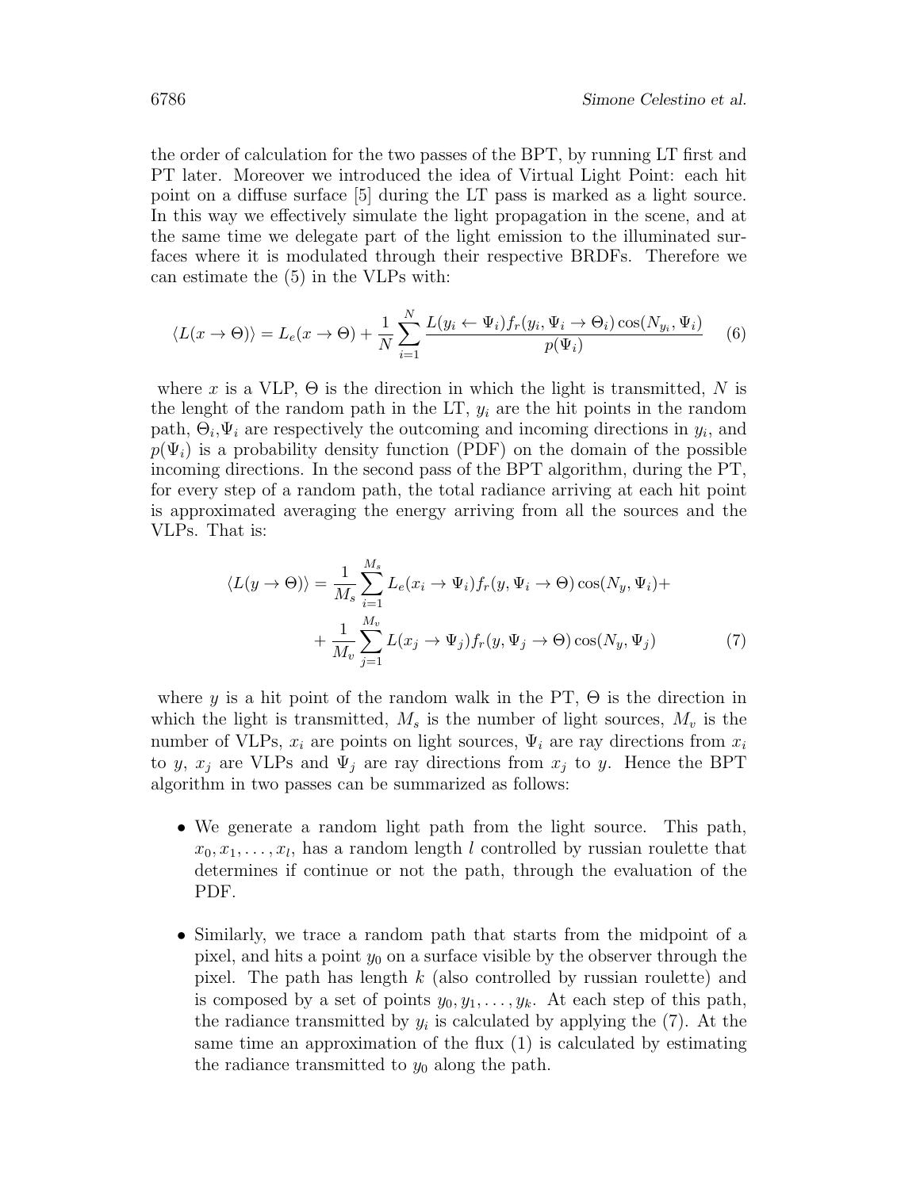the order of calculation for the two passes of the BPT, by running LT first and PT later. Moreover we introduced the idea of Virtual Light Point: each hit point on a diffuse surface [5] during the LT pass is marked as a light source. In this way we effectively simulate the light propagation in the scene, and at the same time we delegate part of the light emission to the illuminated surfaces where it is modulated through their respective BRDFs. Therefore we can estimate the (5) in the VLPs with:

$$\langle L(x \to \Theta) \rangle = L_e(x \to \Theta) + \frac{1}{N} \sum_{i=1}^{N} \frac{L(y_i \leftarrow \Psi_i) f_r(y_i, \Psi_i \to \Theta_i) \cos(N_{y_i}, \Psi_i)}{p(\Psi_i)} \tag{6}$$

where $x$ is a VLP, $\Theta$ is the direction in which the light is transmitted, $N$ is the lenght of the random path in the LT, $y_i$ are the hit points in the random path, $\Theta_i, \Psi_i$ are respectively the outcoming and incoming directions in $y_i$, and $p(\Psi_i)$ is a probability density function (PDF) on the domain of the possible incoming directions. In the second pass of the BPT algorithm, during the PT, for every step of a random path, the total radiance arriving at each hit point is approximated averaging the energy arriving from all the sources and the VLPs. That is:

$$\begin{aligned} \langle L(y \to \Theta) \rangle = & \frac{1}{M_s} \sum_{i=1}^{M_s} L_e(x_i \to \Psi_i) f_r(y, \Psi_i \to \Theta) \cos(N_y, \Psi_i) + \\ & + \frac{1}{M_v} \sum_{j=1}^{M_v} L(x_j \to \Psi_j) f_r(y, \Psi_j \to \Theta) \cos(N_y, \Psi_j) \end{aligned} \tag{7}$$

where $y$ is a hit point of the random walk in the PT, $\Theta$ is the direction in which the light is transmitted, $M_s$ is the number of light sources, $M_v$ is the number of VLPs, $x_i$ are points on light sources, $\Psi_i$ are ray directions from $x_i$ to $y$, $x_j$ are VLPs and $\Psi_j$ are ray directions from $x_j$ to $y$. Hence the BPT algorithm in two passes can be summarized as follows:

- We generate a random light path from the light source. This path, $x_0, x_1, \ldots, x_l$, has a random length $l$ controlled by russian roulette that determines if continue or not the path, through the evaluation of the PDF.
- Similarly, we trace a random path that starts from the midpoint of a pixel, and hits a point $y_0$ on a surface visible by the observer through the pixel. The path has length $k$ (also controlled by russian roulette) and is composed by a set of points $y_0, y_1, \ldots, y_k$. At each step of this path, the radiance transmitted by $y_i$ is calculated by applying the (7). At the same time an approximation of the flux (1) is calculated by estimating the radiance transmitted to $y_0$ along the path.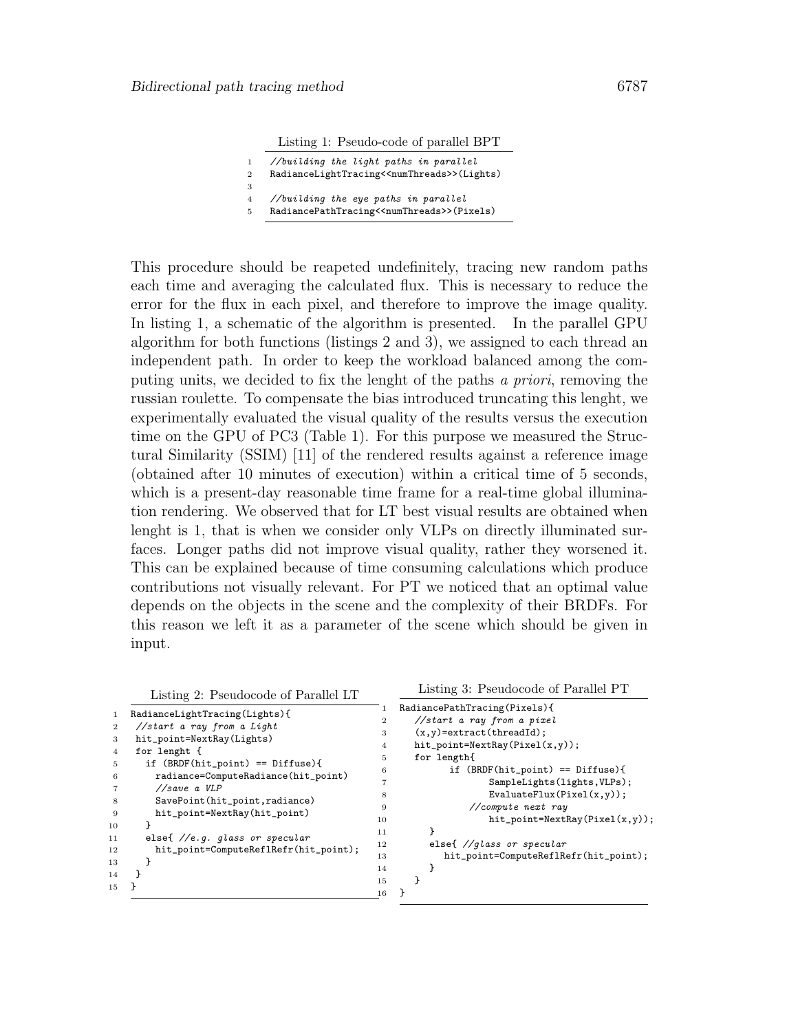Listing 1: Pseudo-code of parallel BPT

```
//building the light paths in parallel
RadianceLightTracing<<numThreads>>(Lights)

//building the eye paths in parallel
RadiancePathTracing<<numThreads>>(Pixels)
```

This procedure should be reapeted undefinitely, tracing new random paths each time and averaging the calculated flux. This is necessary to reduce the error for the flux in each pixel, and therefore to improve the image quality. In listing 1, a schematic of the algorithm is presented. In the parallel GPU algorithm for both functions (listings 2 and 3), we assigned to each thread an independent path. In order to keep the workload balanced among the computing units, we decided to fix the lenght of the paths *a priori*, removing the russian roulette. To compensate the bias introduced truncating this lenght, we experimentally evaluated the visual quality of the results versus the execution time on the GPU of PC3 (Table 1). For this purpose we measured the Structural Similarity (SSIM) [11] of the rendered results against a reference image (obtained after 10 minutes of execution) within a critical time of 5 seconds, which is a present-day reasonable time frame for a real-time global illumination rendering. We observed that for LT best visual results are obtained when lenght is 1, that is when we consider only VLPs on directly illuminated surfaces. Longer paths did not improve visual quality, rather they worsened it. This can be explained because of time consuming calculations which produce contributions not visually relevant. For PT we noticed that an optimal value depends on the objects in the scene and the complexity of their BRDFs. For this reason we left it as a parameter of the scene which should be given in input.

Listing 2: Pseudocode of Parallel LT

```
RadianceLightTracing(Lights){
 //start a ray from a Light
 hit_point=NextRay(Lights)
 for lenght {
   if (BRDF(hit_point) == Diffuse){
     radiance=ComputeRadiance(hit_point)
     //save a VLP
     SavePoint(hit_point,radiance)
     hit_point=NextRay(hit_point)
   }
   else{ //e.g. glass or specular
     hit_point=ComputeReflRefr(hit_point);
   }
 }
}
```

Listing 3: Pseudocode of Parallel PT

```
RadiancePathTracing(Pixels){
   //start a ray from a pixel
   (x,y)=extract(threadId);
   hit_point=NextRay(Pixel(x,y));
   for length{
         if (BRDF(hit_point) == Diffuse){
                SampleLights(lights,VLPs);
                EvaluateFlux(Pixel(x,y));
            //compute next ray
                hit_point=NextRay(Pixel(x,y));
      }
      else{ //glass or specular
         hit_point=ComputeReflRefr(hit_point);
      }
   }
}
```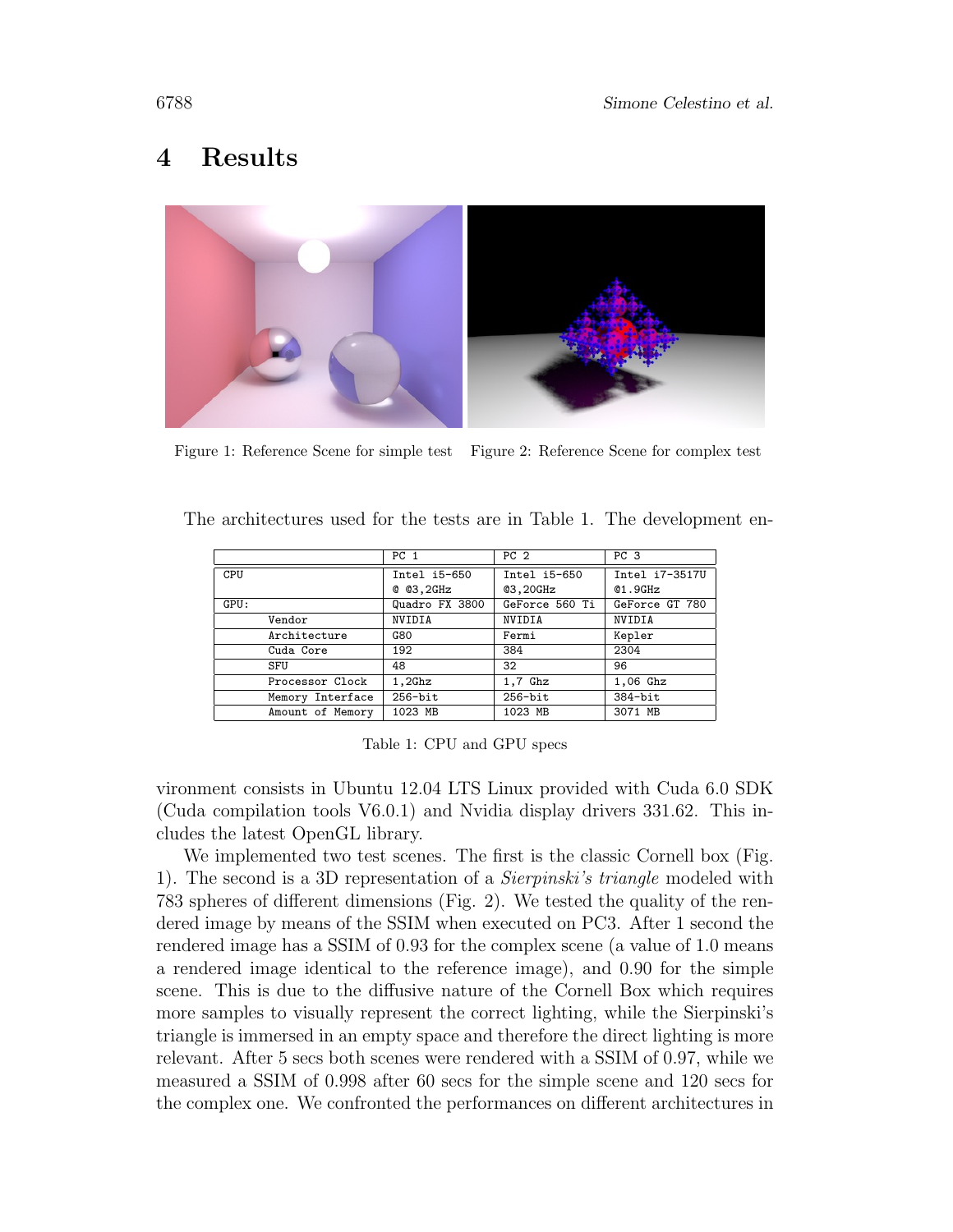## 4 Results

Figure 1: Reference Scene for simple test

Figure 2: Reference Scene for complex test

The architectures used for the tests are in Table 1. The development environment consists in Ubuntu 12.04 LTS Linux provided with Cuda 6.0 SDK (Cuda compilation tools V6.0.1) and Nvidia display drivers 331.62. This includes the latest OpenGL library.

| | PC 1 | PC 2 | PC 3 |
|---|---|---|---|
| CPU | Intel i5-650 @ @3,2GHz | Intel i5-650 @3,20GHz | Intel i7-3517U @1.9GHz |
| GPU: | Quadro FX 3800 | GeForce 560 Ti | GeForce GT 780 |
| Vendor | NVIDIA | NVIDIA | NVIDIA |
| Architecture | G80 | Fermi | Kepler |
| Cuda Core | 192 | 384 | 2304 |
| SFU | 48 | 32 | 96 |
| Processor Clock | 1,2Ghz | 1,7 Ghz | 1,06 Ghz |
| Memory Interface | 256-bit | 256-bit | 384-bit |
| Amount of Memory | 1023 MB | 1023 MB | 3071 MB |

Table 1: CPU and GPU specs

We implemented two test scenes. The first is the classic Cornell box (Fig. 1). The second is a 3D representation of a *Sierpinski's triangle* modeled with 783 spheres of different dimensions (Fig. 2). We tested the quality of the rendered image by means of the SSIM when executed on PC3. After 1 second the rendered image has a SSIM of 0.93 for the complex scene (a value of 1.0 means a rendered image identical to the reference image), and 0.90 for the simple scene. This is due to the diffusive nature of the Cornell Box which requires more samples to visually represent the correct lighting, while the Sierpinski's triangle is immersed in an empty space and therefore the direct lighting is more relevant. After 5 secs both scenes were rendered with a SSIM of 0.97, while we measured a SSIM of 0.998 after 60 secs for the simple scene and 120 secs for the complex one. We confronted the performances on different architectures in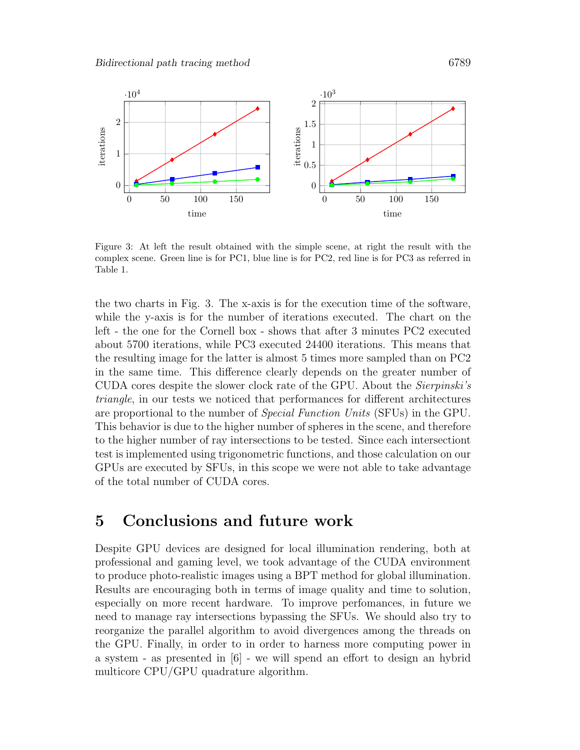Figure 3: At left the result obtained with the simple scene, at right the result with the complex scene. Green line is for PC1, blue line is for PC2, red line is for PC3 as referred in Table 1.

the two charts in Fig. 3. The x-axis is for the execution time of the software, while the y-axis is for the number of iterations executed. The chart on the left - the one for the Cornell box - shows that after 3 minutes PC2 executed about 5700 iterations, while PC3 executed 24400 iterations. This means that the resulting image for the latter is almost 5 times more sampled than on PC2 in the same time. This difference clearly depends on the greater number of CUDA cores despite the slower clock rate of the GPU. About the *Sierpinski's triangle*, in our tests we noticed that performances for different architectures are proportional to the number of *Special Function Units* (SFUs) in the GPU. This behavior is due to the higher number of spheres in the scene, and therefore to the higher number of ray intersections to be tested. Since each intersectiont test is implemented using trigonometric functions, and those calculation on our GPUs are executed by SFUs, in this scope we were not able to take advantage of the total number of CUDA cores.

# 5 Conclusions and future work

Despite GPU devices are designed for local illumination rendering, both at professional and gaming level, we took advantage of the CUDA environment to produce photo-realistic images using a BPT method for global illumination. Results are encouraging both in terms of image quality and time to solution, especially on more recent hardware. To improve perfomances, in future we need to manage ray intersections bypassing the SFUs. We should also try to reorganize the parallel algorithm to avoid divergences among the threads on the GPU. Finally, in order to in order to harness more computing power in a system - as presented in [6] - we will spend an effort to design an hybrid multicore CPU/GPU quadrature algorithm.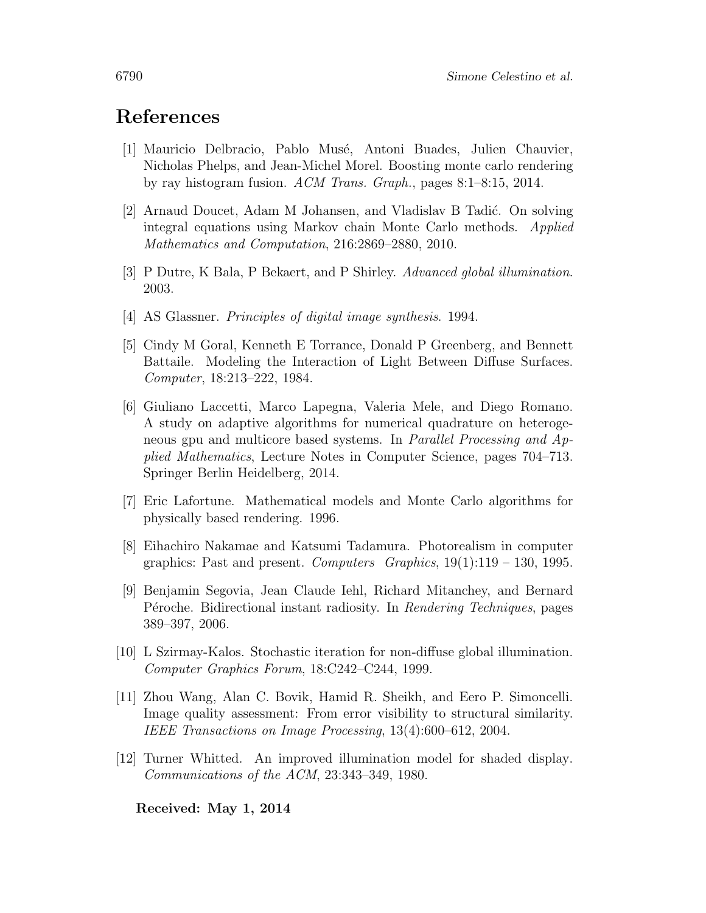# References

[1] Mauricio Delbracio, Pablo Musé, Antoni Buades, Julien Chauvier, Nicholas Phelps, and Jean-Michel Morel. Boosting monte carlo rendering by ray histogram fusion. *ACM Trans. Graph.*, pages 8:1–8:15, 2014.

[2] Arnaud Doucet, Adam M Johansen, and Vladislav B Tadić. On solving integral equations using Markov chain Monte Carlo methods. *Applied Mathematics and Computation*, 216:2869–2880, 2010.

[3] P Dutre, K Bala, P Bekaert, and P Shirley. *Advanced global illumination*. 2003.

[4] AS Glassner. *Principles of digital image synthesis*. 1994.

[5] Cindy M Goral, Kenneth E Torrance, Donald P Greenberg, and Bennett Battaile. Modeling the Interaction of Light Between Diffuse Surfaces. *Computer*, 18:213–222, 1984.

[6] Giuliano Laccetti, Marco Lapegna, Valeria Mele, and Diego Romano. A study on adaptive algorithms for numerical quadrature on heterogeneous gpu and multicore based systems. In *Parallel Processing and Applied Mathematics*, Lecture Notes in Computer Science, pages 704–713. Springer Berlin Heidelberg, 2014.

[7] Eric Lafortune. Mathematical models and Monte Carlo algorithms for physically based rendering. 1996.

[8] Eihachiro Nakamae and Katsumi Tadamura. Photorealism in computer graphics: Past and present. *Computers Graphics*, 19(1):119 – 130, 1995.

[9] Benjamin Segovia, Jean Claude Iehl, Richard Mitanchey, and Bernard Péroche. Bidirectional instant radiosity. In *Rendering Techniques*, pages 389–397, 2006.

[10] L Szirmay-Kalos. Stochastic iteration for non-diffuse global illumination. *Computer Graphics Forum*, 18:C242–C244, 1999.

[11] Zhou Wang, Alan C. Bovik, Hamid R. Sheikh, and Eero P. Simoncelli. Image quality assessment: From error visibility to structural similarity. *IEEE Transactions on Image Processing*, 13(4):600–612, 2004.

[12] Turner Whitted. An improved illumination model for shaded display. *Communications of the ACM*, 23:343–349, 1980.

**Received: May 1, 2014**